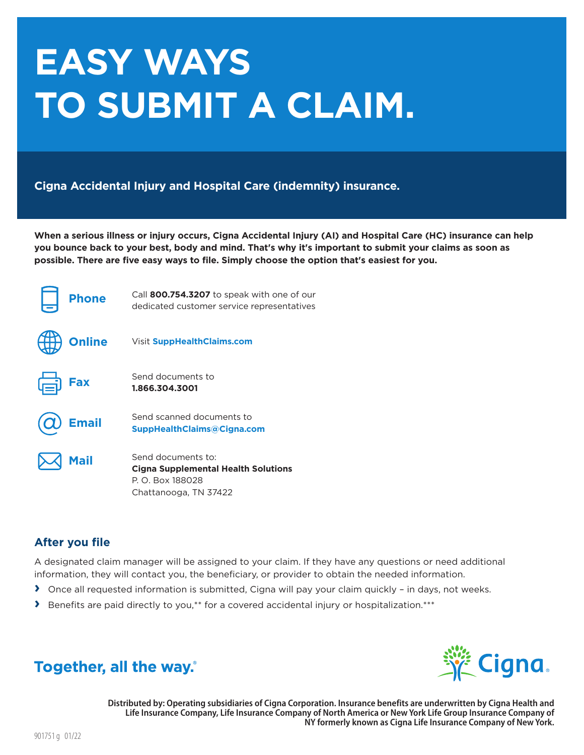# EASY WAYS TO SUBMIT A CLAIM.

**Cigna Accidental Injury and Hospital Care (indemnity) insurance.**

**When a serious illness or injury occurs, Cigna Accidental Injury (AI) and Hospital Care (HC) insurance can help you bounce back to your best, body and mind. That's why it's important to submit your claims as soon as possible. There are five easy ways to file. Simply choose the option that's easiest for you.**

**Phone** — Call **800.754.3207** to speak with one of our dedicated customer service representatives

**Online** — Visit **SuppHealthClaims.com**

**Fax** — Send documents to **1.866.304.3001**

**Email** — Send scanned documents to **SuppHealthClaims@Cigna.com**

**Mail** — Send documents to:
**Cigna Supplemental Health Solutions**
P. O. Box 188028
Chattanooga, TN 37422

## After you file

A designated claim manager will be assigned to your claim. If they have any questions or need additional information, they will contact you, the beneficiary, or provider to obtain the needed information.

- Once all requested information is submitted, Cigna will pay your claim quickly – in days, not weeks.
- Benefits are paid directly to you,** for a covered accidental injury or hospitalization.***

**Together, all the way.®**

**Distributed by: Operating subsidiaries of Cigna Corporation. Insurance benefits are underwritten by Cigna Health and Life Insurance Company, Life Insurance Company of North America or New York Life Group Insurance Company of NY formerly known as Cigna Life Insurance Company of New York.**

901751g 01/22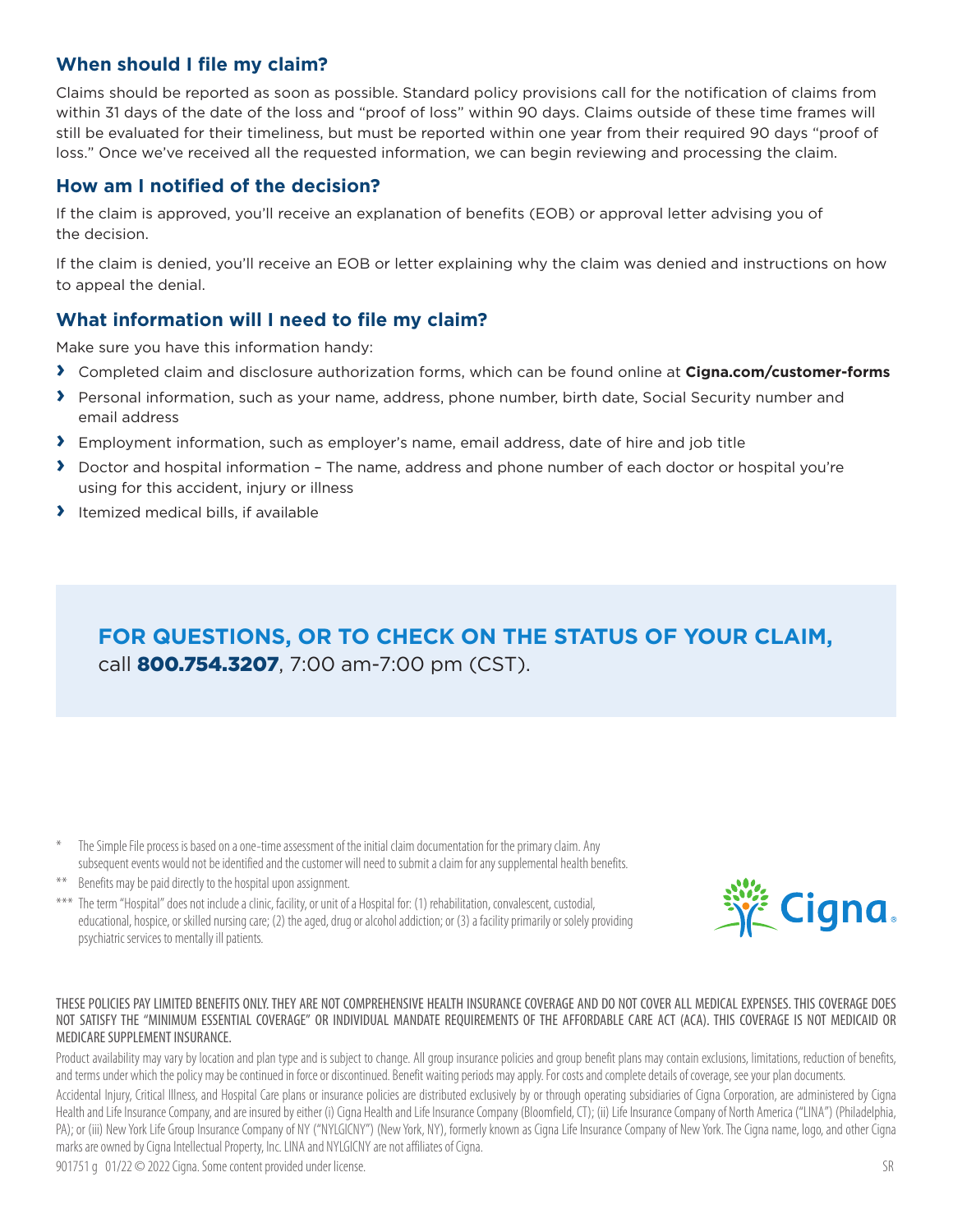## When should I file my claim?

Claims should be reported as soon as possible. Standard policy provisions call for the notification of claims from within 31 days of the date of the loss and "proof of loss" within 90 days. Claims outside of these time frames will still be evaluated for their timeliness, but must be reported within one year from their required 90 days "proof of loss." Once we've received all the requested information, we can begin reviewing and processing the claim.

## How am I notified of the decision?

If the claim is approved, you'll receive an explanation of benefits (EOB) or approval letter advising you of the decision.

If the claim is denied, you'll receive an EOB or letter explaining why the claim was denied and instructions on how to appeal the denial.

## What information will I need to file my claim?

Make sure you have this information handy:

- Completed claim and disclosure authorization forms, which can be found online at **Cigna.com/customer-forms**
- Personal information, such as your name, address, phone number, birth date, Social Security number and email address
- Employment information, such as employer's name, email address, date of hire and job title
- Doctor and hospital information – The name, address and phone number of each doctor or hospital you're using for this accident, injury or illness
- Itemized medical bills, if available

**FOR QUESTIONS, OR TO CHECK ON THE STATUS OF YOUR CLAIM,** call **800.754.3207**, 7:00 am-7:00 pm (CST).

\* The Simple File process is based on a one-time assessment of the initial claim documentation for the primary claim. Any subsequent events would not be identified and the customer will need to submit a claim for any supplemental health benefits.

\** Benefits may be paid directly to the hospital upon assignment.

\*** The term "Hospital" does not include a clinic, facility, or unit of a Hospital for: (1) rehabilitation, convalescent, custodial, educational, hospice, or skilled nursing care; (2) the aged, drug or alcohol addiction; or (3) a facility primarily or solely providing psychiatric services to mentally ill patients.

Cigna.

THESE POLICIES PAY LIMITED BENEFITS ONLY. THEY ARE NOT COMPREHENSIVE HEALTH INSURANCE COVERAGE AND DO NOT COVER ALL MEDICAL EXPENSES. THIS COVERAGE DOES NOT SATISFY THE "MINIMUM ESSENTIAL COVERAGE" OR INDIVIDUAL MANDATE REQUIREMENTS OF THE AFFORDABLE CARE ACT (ACA). THIS COVERAGE IS NOT MEDICAID OR MEDICARE SUPPLEMENT INSURANCE.

Product availability may vary by location and plan type and is subject to change. All group insurance policies and group benefit plans may contain exclusions, limitations, reduction of benefits, and terms under which the policy may be continued in force or discontinued. Benefit waiting periods may apply. For costs and complete details of coverage, see your plan documents.

Accidental Injury, Critical Illness, and Hospital Care plans or insurance policies are distributed exclusively by or through operating subsidiaries of Cigna Corporation, are administered by Cigna Health and Life Insurance Company, and are insured by either (i) Cigna Health and Life Insurance Company (Bloomfield, CT); (ii) Life Insurance Company of North America ("LINA") (Philadelphia, PA); or (iii) New York Life Group Insurance Company of NY ("NYLGICNY") (New York, NY), formerly known as Cigna Life Insurance Company of New York. The Cigna name, logo, and other Cigna marks are owned by Cigna Intellectual Property, Inc. LINA and NYLGICNY are not affiliates of Cigna.

901751 g 01/22 © 2022 Cigna. Some content provided under license. SR